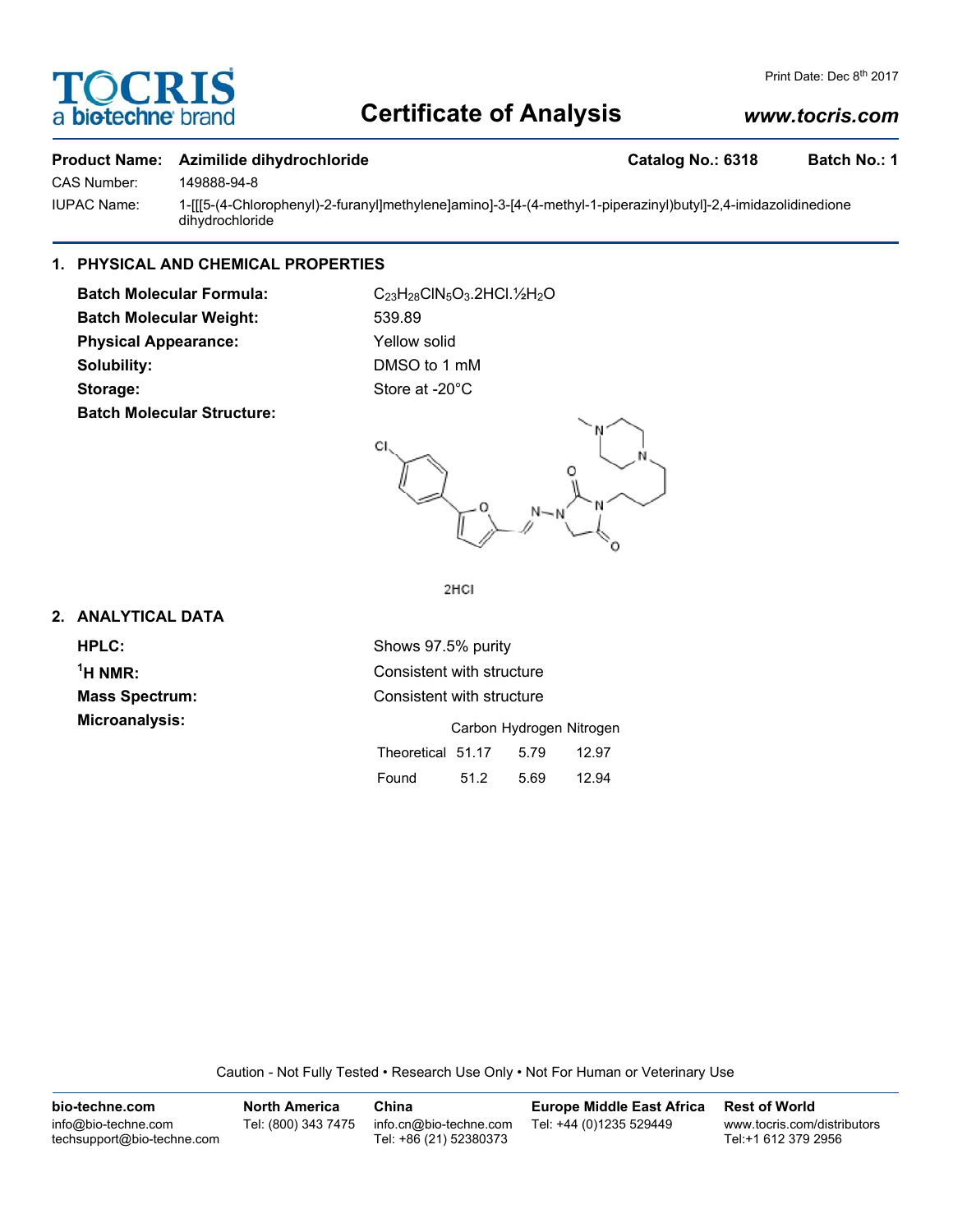Print Date: Dec 8th 2017

# Certificate of Analysis

*www.tocris.com*

**Product Name:** **Azimilide dihydrochloride** **Catalog No.: 6318** **Batch No.: 1**

CAS Number: 149888-94-8

IUPAC Name: 1-[[[5-(4-Chlorophenyl)-2-furanyl]methylene]amino]-3-[4-(4-methyl-1-piperazinyl)butyl]-2,4-imidazolidinedione dihydrochloride

## 1. PHYSICAL AND CHEMICAL PROPERTIES

**Batch Molecular Formula:** $C_{23}H_{28}ClN_5O_3.2HCl.½H_2O$

**Batch Molecular Weight:** 539.89

**Physical Appearance:** Yellow solid

**Solubility:** DMSO to 1 mM

**Storage:** Store at -20°C

**Batch Molecular Structure:**

2HCl

## 2. ANALYTICAL DATA

**HPLC:** Shows 97.5% purity

**[1]H NMR:** Consistent with structure

**Mass Spectrum:** Consistent with structure

**Microanalysis:**

| | Carbon | Hydrogen | Nitrogen |
|---|---|---|---|
| Theoretical | 51.17 | 5.79 | 12.97 |
| Found | 51.2 | 5.69 | 12.94 |

Caution - Not Fully Tested • Research Use Only • Not For Human or Veterinary Use

**bio-techne.com**
info@bio-techne.com
techsupport@bio-techne.com

**North America**
Tel: (800) 343 7475

**China**
info.cn@bio-techne.com
Tel: +86 (21) 52380373

**Europe Middle East Africa**
Tel: +44 (0)1235 529449

**Rest of World**
www.tocris.com/distributors
Tel:+1 612 379 2956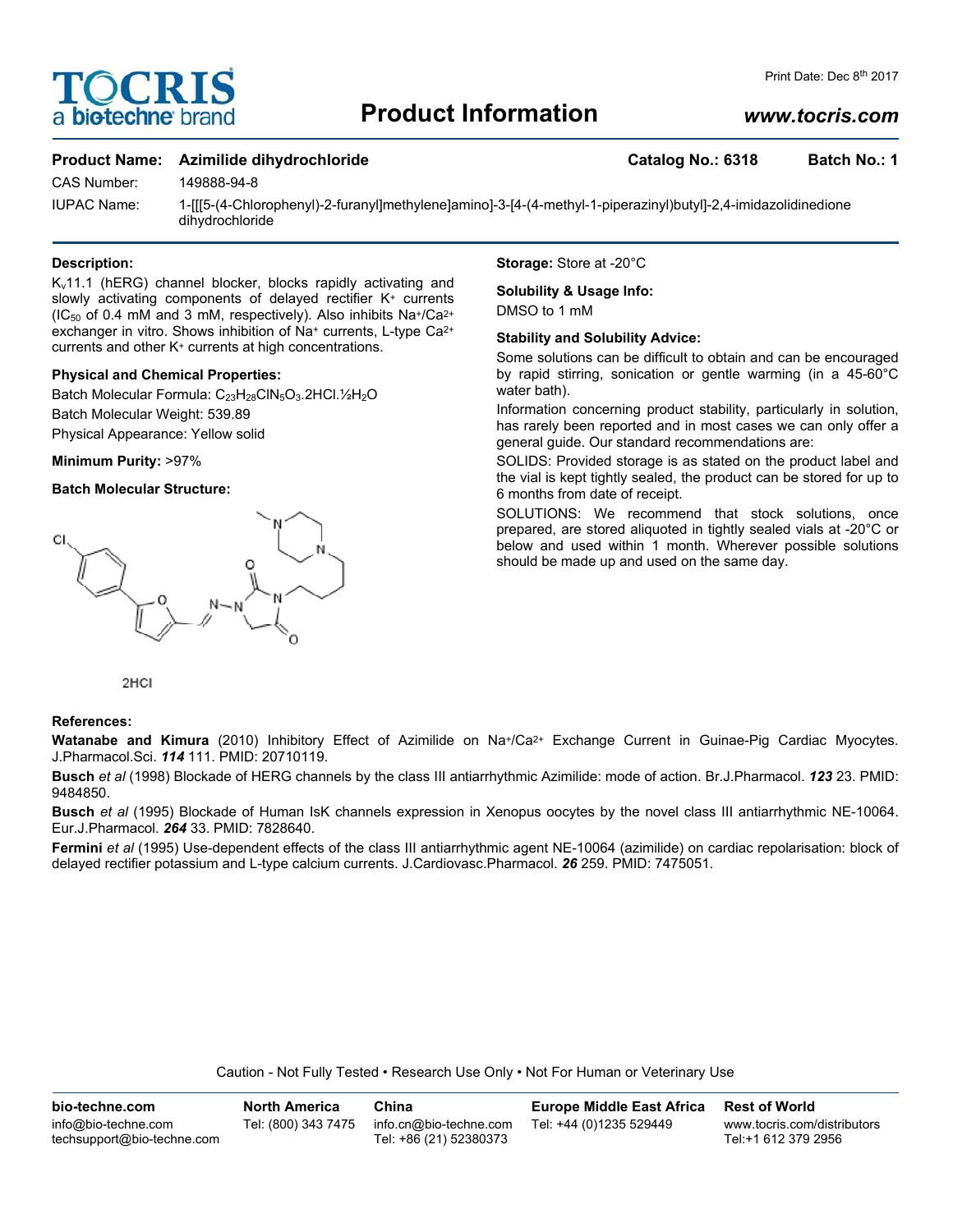# Product Information

**Product Name:** Azimilide dihydrochloride **Catalog No.:** 6318 **Batch No.:** 1

CAS Number: 149888-94-8

IUPAC Name: 1-[[[5-(4-Chlorophenyl)-2-furanyl]methylene]amino]-3-[4-(4-methyl-1-piperazinyl)butyl]-2,4-imidazolidinedione dihydrochloride

### Description:

$K_v$11.1 (hERG) channel blocker, blocks rapidly activating and slowly activating components of delayed rectifier $K^+$ currents ($IC_{50}$ of 0.4 mM and 3 mM, respectively). Also inhibits $Na^+/Ca^{2+}$ exchanger in vitro. Shows inhibition of $Na^+$ currents, L-type $Ca^{2+}$ currents and other $K^+$ currents at high concentrations.

### Physical and Chemical Properties:

Batch Molecular Formula: $C_{23}H_{28}ClN_5O_3.2HCl.½H_2O$

Batch Molecular Weight: 539.89

Physical Appearance: Yellow solid

**Minimum Purity:** >97%

### Batch Molecular Structure:

2HCl

**Storage:** Store at -20°C

### Solubility & Usage Info:

DMSO to 1 mM

### Stability and Solubility Advice:

Some solutions can be difficult to obtain and can be encouraged by rapid stirring, sonication or gentle warming (in a 45-60°C water bath).

Information concerning product stability, particularly in solution, has rarely been reported and in most cases we can only offer a general guide. Our standard recommendations are:

SOLIDS: Provided storage is as stated on the product label and the vial is kept tightly sealed, the product can be stored for up to 6 months from date of receipt.

SOLUTIONS: We recommend that stock solutions, once prepared, are stored aliquoted in tightly sealed vials at -20°C or below and used within 1 month. Wherever possible solutions should be made up and used on the same day.

### References:

**Watanabe and Kimura** (2010) Inhibitory Effect of Azimilide on $Na^+/Ca^{2+}$ Exchange Current in Guinae-Pig Cardiac Myocytes. J.Pharmacol.Sci. ***114*** 111. PMID: 20710119.

**Busch** *et al* (1998) Blockade of HERG channels by the class III antiarrhythmic Azimilide: mode of action. Br.J.Pharmacol. ***123*** 23. PMID: 9484850.

**Busch** *et al* (1995) Blockade of Human IsK channels expression in Xenopus oocytes by the novel class III antiarrhythmic NE-10064. Eur.J.Pharmacol. ***264*** 33. PMID: 7828640.

**Fermini** *et al* (1995) Use-dependent effects of the class III antiarrhythmic agent NE-10064 (azimilide) on cardiac repolarisation: block of delayed rectifier potassium and L-type calcium currents. J.Cardiovasc.Pharmacol. ***26*** 259. PMID: 7475051.

Caution - Not Fully Tested • Research Use Only • Not For Human or Veterinary Use

**bio-techne.com**
info@bio-techne.com
techsupport@bio-techne.com

**North America**
Tel: (800) 343 7475

**China**
info.cn@bio-techne.com
Tel: +86 (21) 52380373

**Europe Middle East Africa**
Tel: +44 (0)1235 529449

**Rest of World**
www.tocris.com/distributors
Tel:+1 612 379 2956